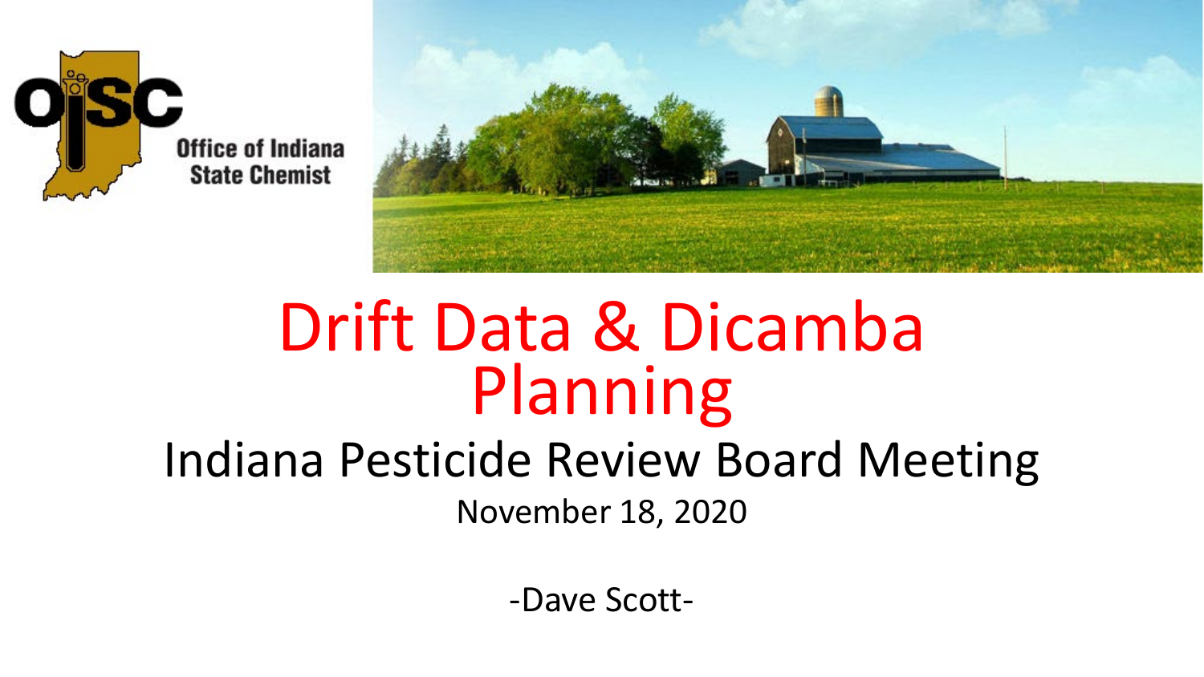Office of Indiana State Chemist

# Drift Data & Dicamba Planning

## Indiana Pesticide Review Board Meeting

November 18, 2020

-Dave Scott-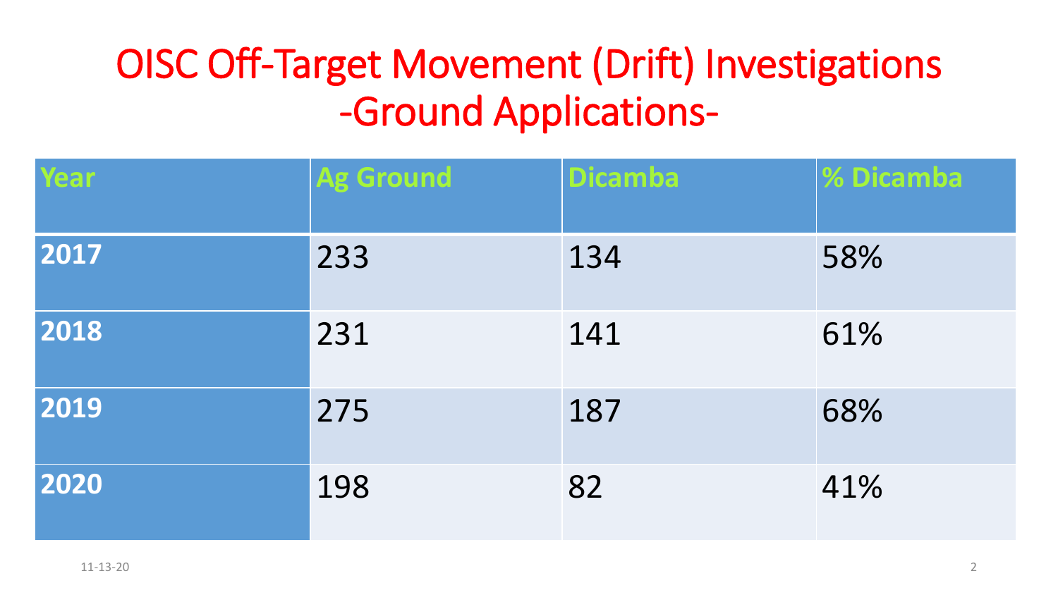# OISC Off-Target Movement (Drift) Investigations
# -Ground Applications-

| Year | Ag Ground | Dicamba | % Dicamba |
|---|---|---|---|
| **2017** | 233 | 134 | 58% |
| **2018** | 231 | 141 | 61% |
| **2019** | 275 | 187 | 68% |
| **2020** | 198 | 82 | 41% |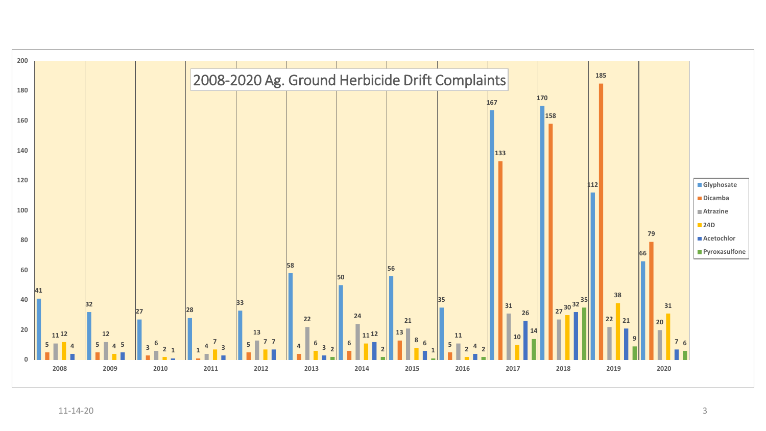# 2008-2020 Ag. Ground Herbicide Drift Complaints

| Year | Glyphosate | Dicamba | Atrazine | 24D | Acetochlor | Pyroxasulfone |
|---|---|---|---|---|---|---|
| 2008 | 41 | 5 | 11 | 12 | 4 | |
| 2009 | 32 | 5 | 12 | 4 | 5 | |
| 2010 | 27 | 3 | 6 | 2 | 1 | |
| 2011 | 28 | 1 | 4 | 7 | 3 | |
| 2012 | 33 | 5 | 13 | 7 | 7 | |
| 2013 | 58 | 4 | 22 | 6 | 3 | 2 |
| 2014 | 50 | 6 | 24 | 11 | 12 | 2 |
| 2015 | 56 | 13 | 21 | 8 | 6 | 1 |
| 2016 | 35 | 5 | 11 | 2 | 4 | 2 |
| 2017 | 167 | 133 | 31 | 10 | 26 | 14 |
| 2018 | 170 | 158 | 27 | 30 | 32 | 35 |
| 2019 | 112 | 185 | 22 | 38 | 21 | 9 |
| 2020 | 66 | 79 | 20 | 31 | 7 | 6 |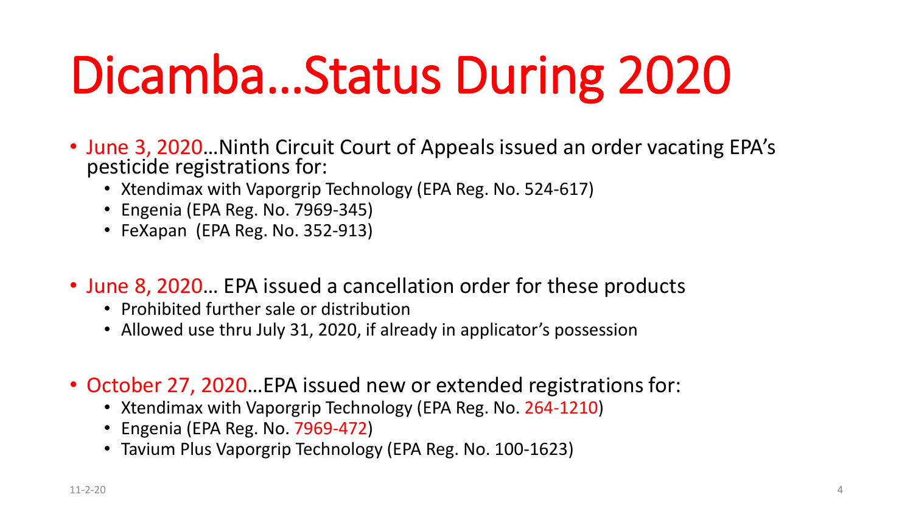# Dicamba…Status During 2020

- June 3, 2020…Ninth Circuit Court of Appeals issued an order vacating EPA's pesticide registrations for:
  - Xtendimax with Vaporgrip Technology (EPA Reg. No. 524-617)
  - Engenia (EPA Reg. No. 7969-345)
  - FeXapan (EPA Reg. No. 352-913)

- June 8, 2020… EPA issued a cancellation order for these products
  - Prohibited further sale or distribution
  - Allowed use thru July 31, 2020, if already in applicator's possession

- October 27, 2020…EPA issued new or extended registrations for:
  - Xtendimax with Vaporgrip Technology (EPA Reg. No. 264-1210)
  - Engenia (EPA Reg. No. 7969-472)
  - Tavium Plus Vaporgrip Technology (EPA Reg. No. 100-1623)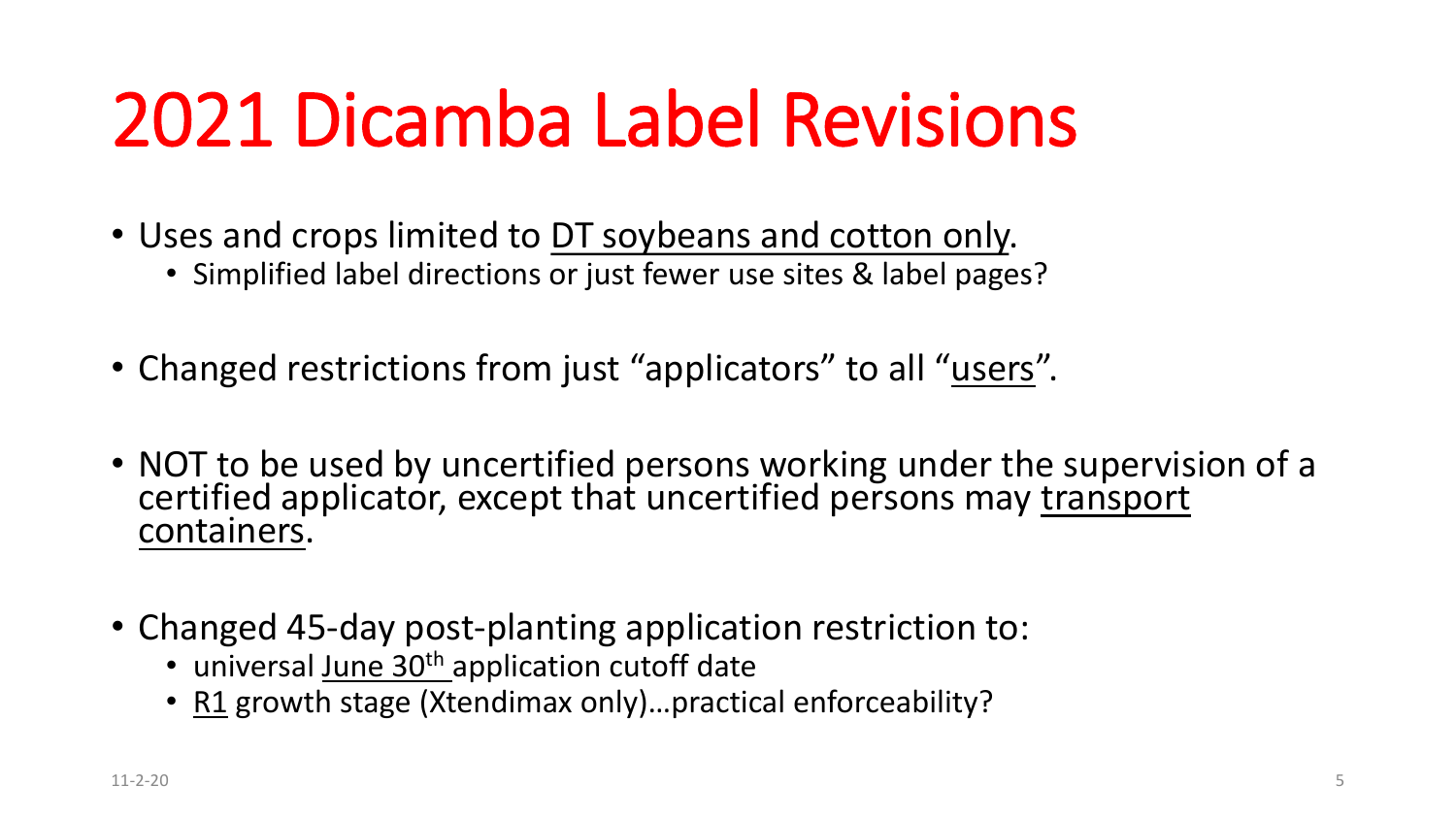# 2021 Dicamba Label Revisions

- Uses and crops limited to DT soybeans and cotton only.
  - Simplified label directions or just fewer use sites & label pages?
- Changed restrictions from just "applicators" to all "users".
- NOT to be used by uncertified persons working under the supervision of a certified applicator, except that uncertified persons may transport containers.
- Changed 45-day post-planting application restriction to:
  - universal June 30th application cutoff date
  - R1 growth stage (Xtendimax only)…practical enforceability?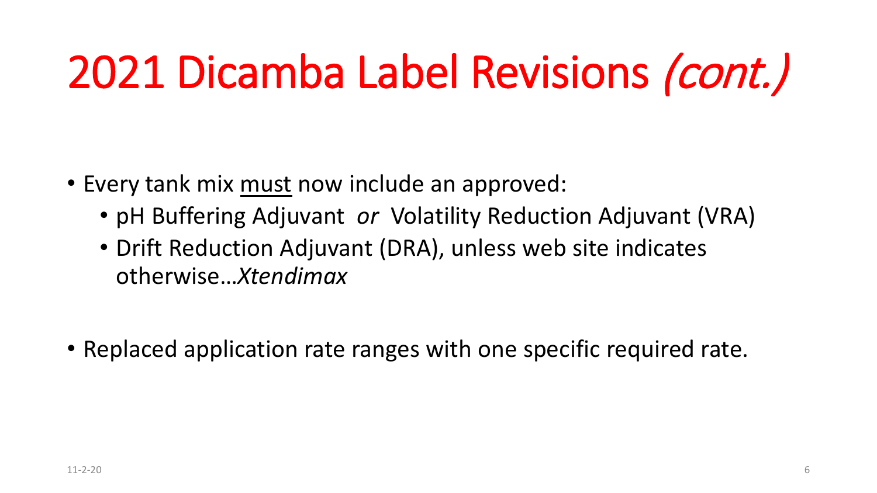# 2021 Dicamba Label Revisions *(cont.)*

- Every tank mix <u>must</u> now include an approved:
  - pH Buffering Adjuvant *or* Volatility Reduction Adjuvant (VRA)
  - Drift Reduction Adjuvant (DRA), unless web site indicates otherwise…*Xtendimax*

- Replaced application rate ranges with one specific required rate.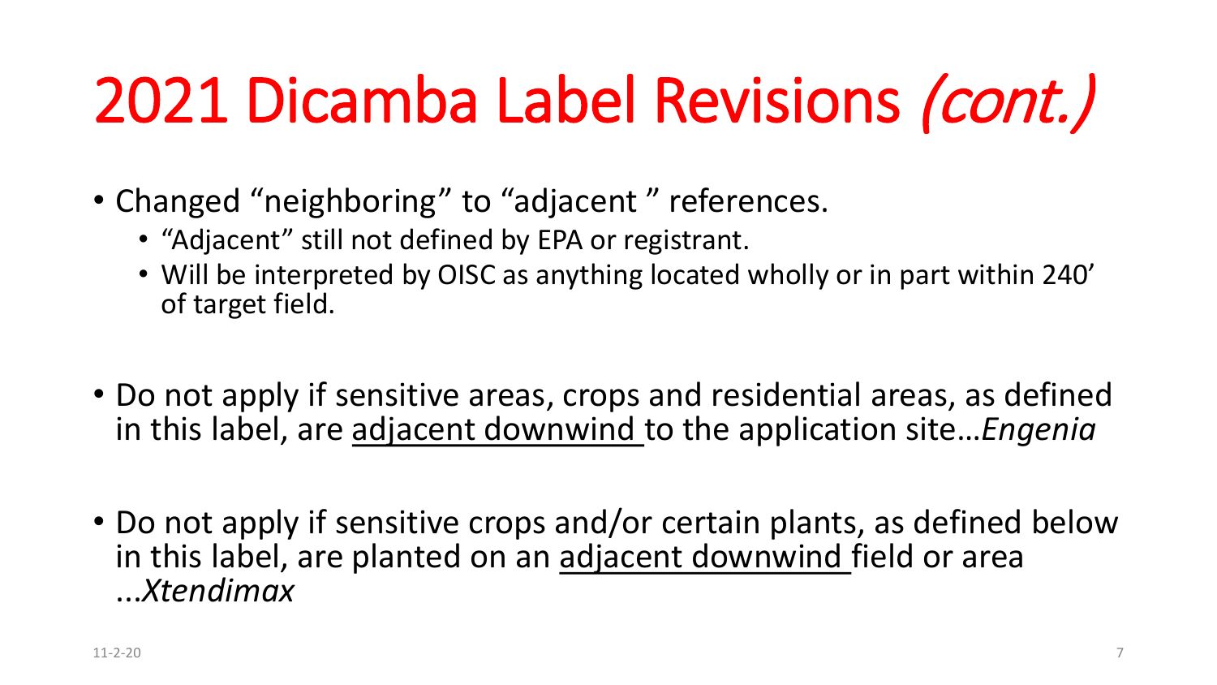# 2021 Dicamba Label Revisions *(cont.)*

- Changed "neighboring" to "adjacent " references.
  - "Adjacent" still not defined by EPA or registrant.
  - Will be interpreted by OISC as anything located wholly or in part within 240' of target field.

- Do not apply if sensitive areas, crops and residential areas, as defined in this label, are <u>adjacent downwind</u> to the application site…*Engenia*

- Do not apply if sensitive crops and/or certain plants, as defined below in this label, are planted on an <u>adjacent downwind</u> field or area ...*Xtendimax*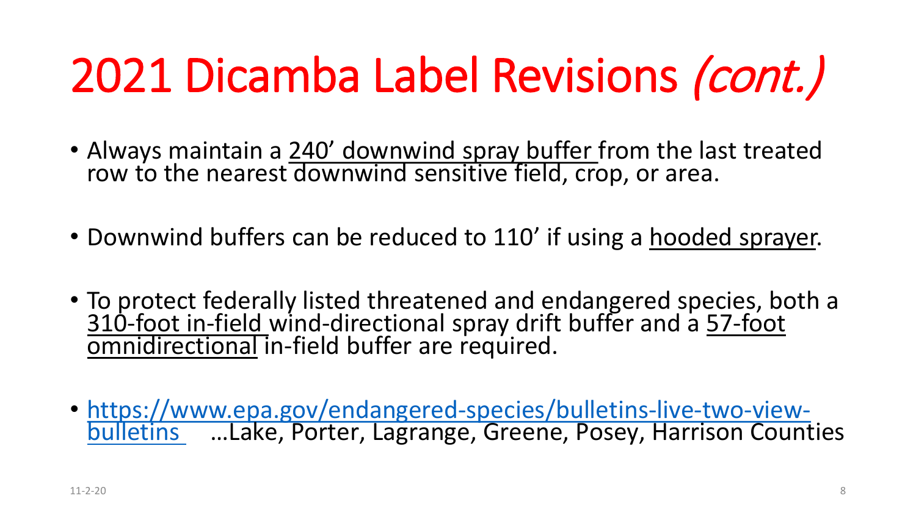# 2021 Dicamba Label Revisions *(cont.)*

- Always maintain a 240' downwind spray buffer from the last treated row to the nearest downwind sensitive field, crop, or area.
- Downwind buffers can be reduced to 110' if using a hooded sprayer.
- To protect federally listed threatened and endangered species, both a 310-foot in-field wind-directional spray drift buffer and a 57-foot omnidirectional in-field buffer are required.
- [https://www.epa.gov/endangered-species/bulletins-live-two-view-bulletins](https://www.epa.gov/endangered-species/bulletins-live-two-view-bulletins) …Lake, Porter, Lagrange, Greene, Posey, Harrison Counties

11-2-20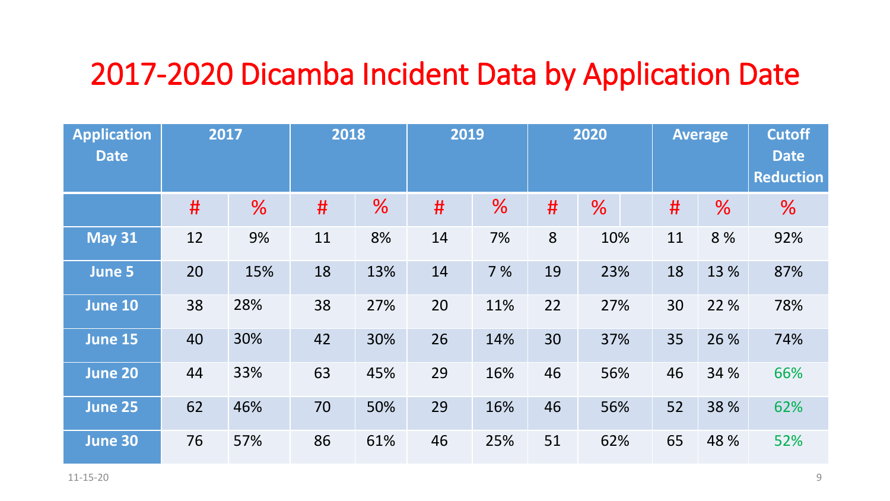# 2017-2020 Dicamba Incident Data by Application Date

| Application Date | 2017 | | 2018 | | 2019 | | 2020 | | Average | | Cutoff Date Reduction |
|---|---|---|---|---|---|---|---|---|---|---|---|
| | # | % | # | % | # | % | # | % | # | % | % |
| May 31 | 12 | 9% | 11 | 8% | 14 | 7% | 8 | 10% | 11 | 8 % | 92% |
| June 5 | 20 | 15% | 18 | 13% | 14 | 7 % | 19 | 23% | 18 | 13 % | 87% |
| June 10 | 38 | 28% | 38 | 27% | 20 | 11% | 22 | 27% | 30 | 22 % | 78% |
| June 15 | 40 | 30% | 42 | 30% | 26 | 14% | 30 | 37% | 35 | 26 % | 74% |
| June 20 | 44 | 33% | 63 | 45% | 29 | 16% | 46 | 56% | 46 | 34 % | 66% |
| June 25 | 62 | 46% | 70 | 50% | 29 | 16% | 46 | 56% | 52 | 38 % | 62% |
| June 30 | 76 | 57% | 86 | 61% | 46 | 25% | 51 | 62% | 65 | 48 % | 52% |

11-15-20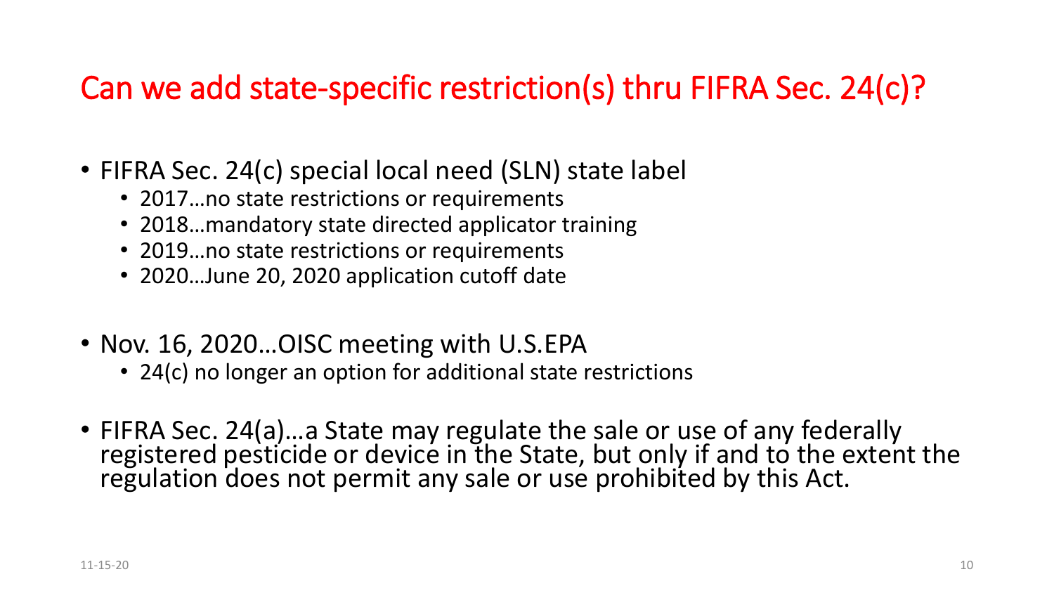## Can we add state-specific restriction(s) thru FIFRA Sec. 24(c)?

- FIFRA Sec. 24(c) special local need (SLN) state label
  - 2017…no state restrictions or requirements
  - 2018…mandatory state directed applicator training
  - 2019…no state restrictions or requirements
  - 2020…June 20, 2020 application cutoff date
- Nov. 16, 2020…OISC meeting with U.S.EPA
  - 24(c) no longer an option for additional state restrictions
- FIFRA Sec. 24(a)…a State may regulate the sale or use of any federally registered pesticide or device in the State, but only if and to the extent the regulation does not permit any sale or use prohibited by this Act.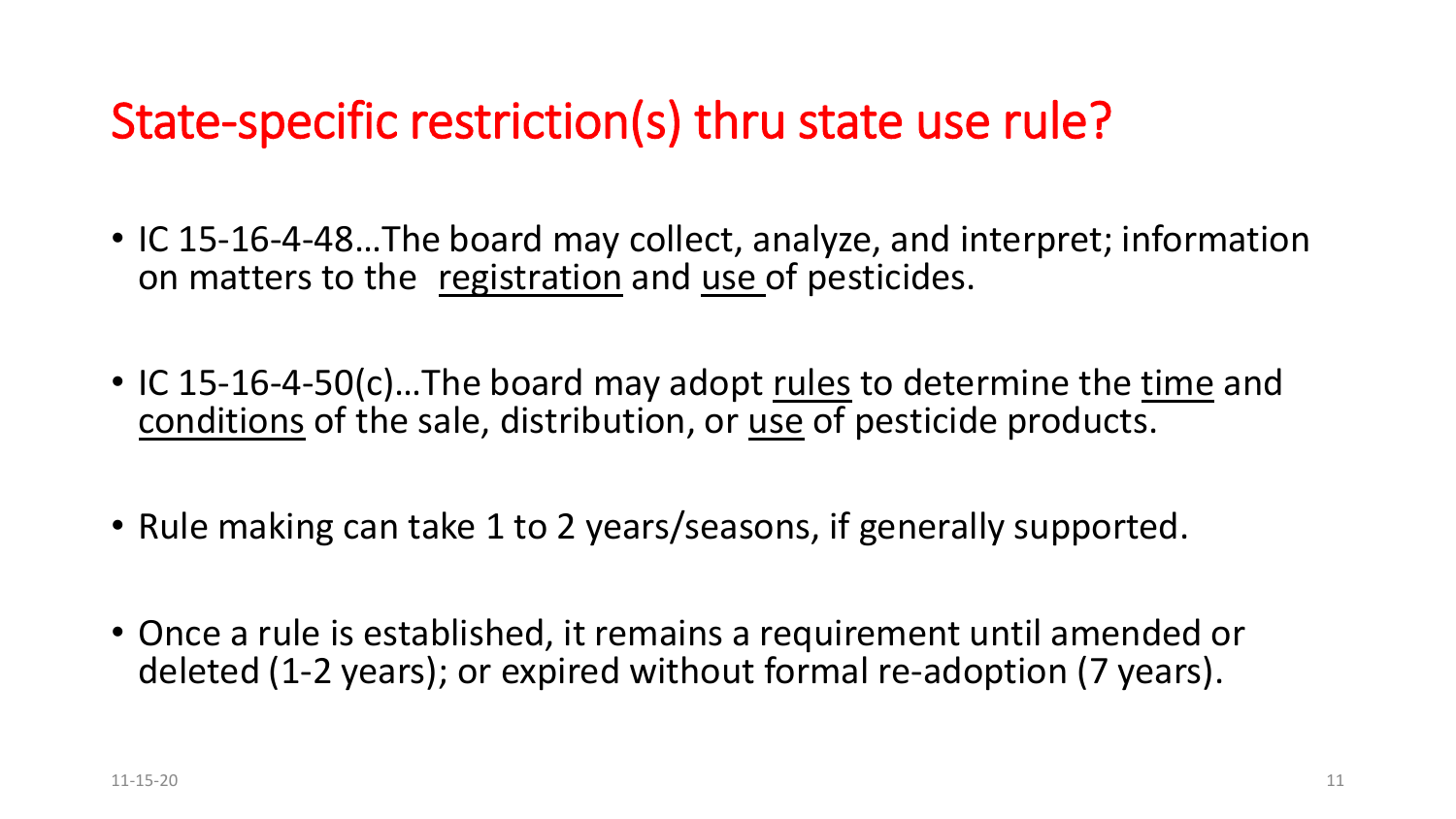# State-specific restriction(s) thru state use rule?

- IC 15-16-4-48…The board may collect, analyze, and interpret; information on matters to the registration and use of pesticides.
- IC 15-16-4-50(c)…The board may adopt rules to determine the time and conditions of the sale, distribution, or use of pesticide products.
- Rule making can take 1 to 2 years/seasons, if generally supported.
- Once a rule is established, it remains a requirement until amended or deleted (1-2 years); or expired without formal re-adoption (7 years).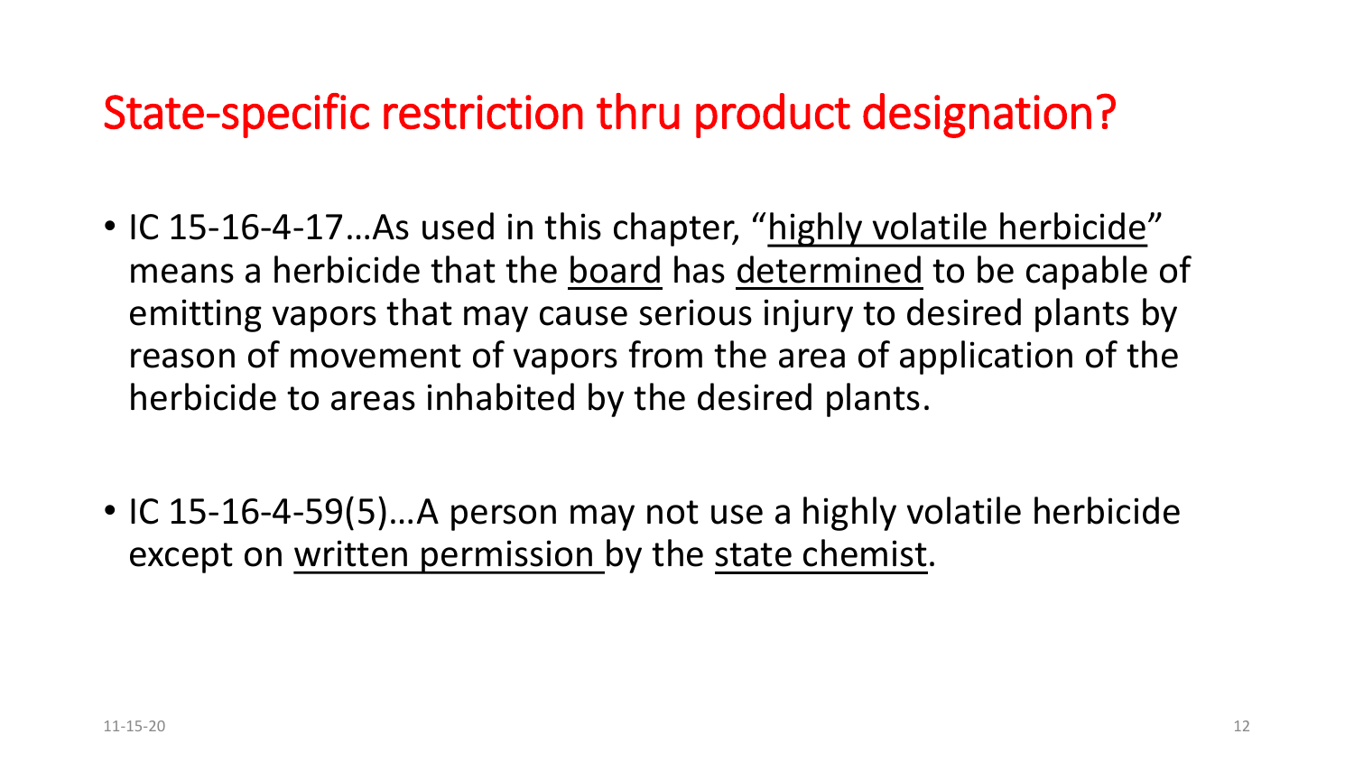# State-specific restriction thru product designation?

- IC 15-16-4-17…As used in this chapter, "highly volatile herbicide" means a herbicide that the board has determined to be capable of emitting vapors that may cause serious injury to desired plants by reason of movement of vapors from the area of application of the herbicide to areas inhabited by the desired plants.

- IC 15-16-4-59(5)…A person may not use a highly volatile herbicide except on written permission by the state chemist.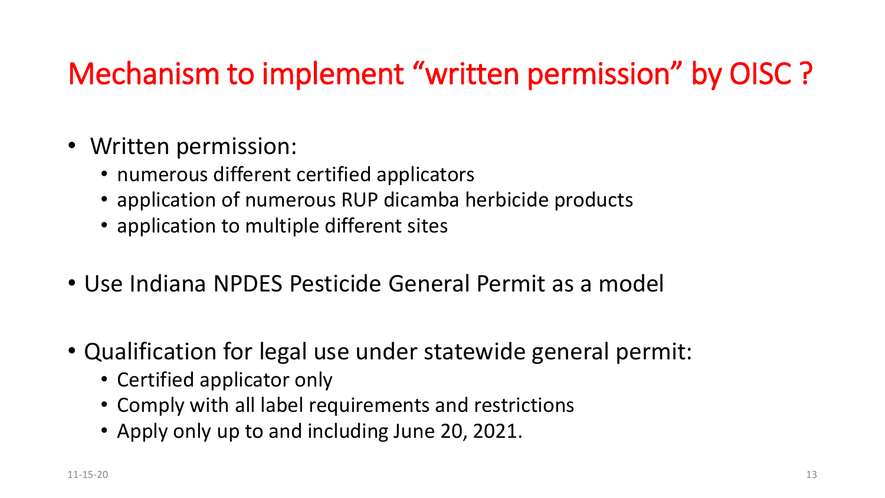# Mechanism to implement "written permission" by OISC ?

- Written permission:
  - numerous different certified applicators
  - application of numerous RUP dicamba herbicide products
  - application to multiple different sites
- Use Indiana NPDES Pesticide General Permit as a model
- Qualification for legal use under statewide general permit:
  - Certified applicator only
  - Comply with all label requirements and restrictions
  - Apply only up to and including June 20, 2021.

11-15-20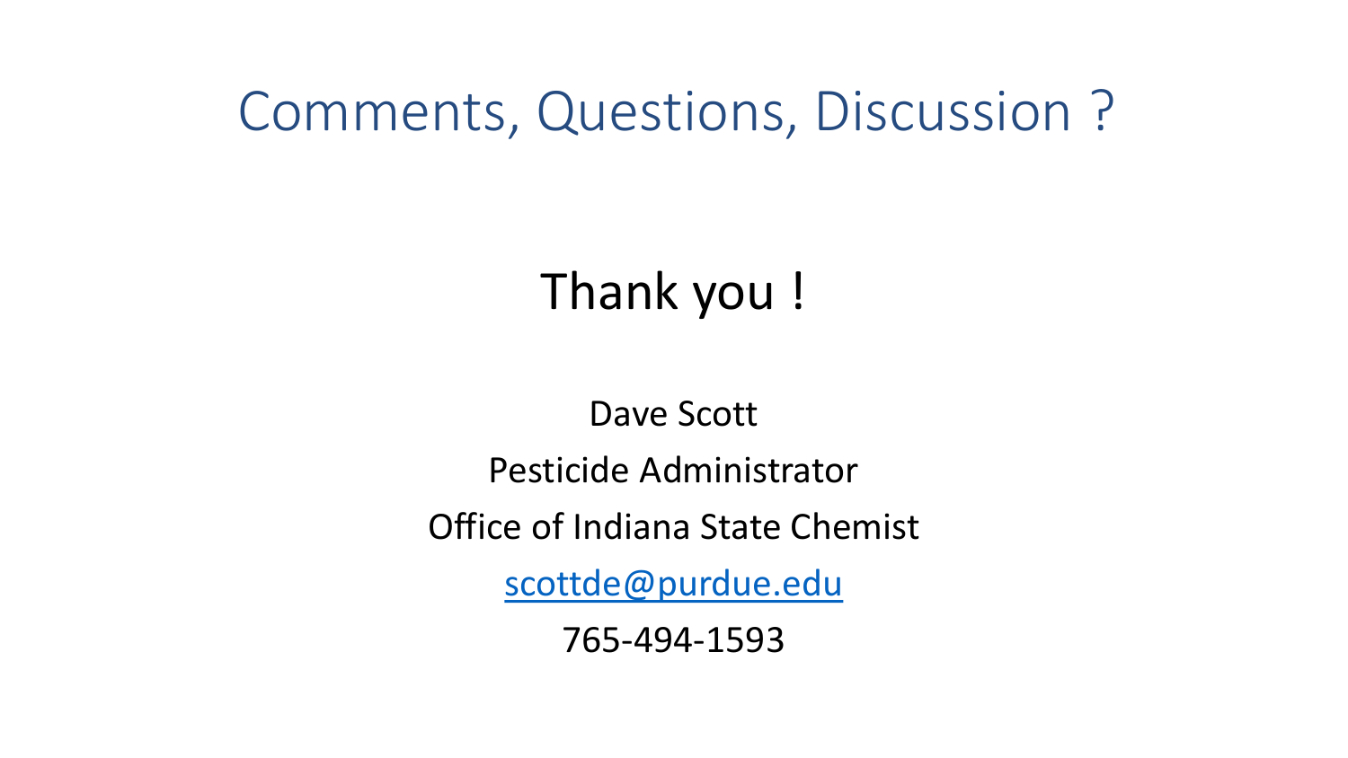# Comments, Questions, Discussion ?

## Thank you !

Dave Scott

Pesticide Administrator

Office of Indiana State Chemist

scottde@purdue.edu

765-494-1593